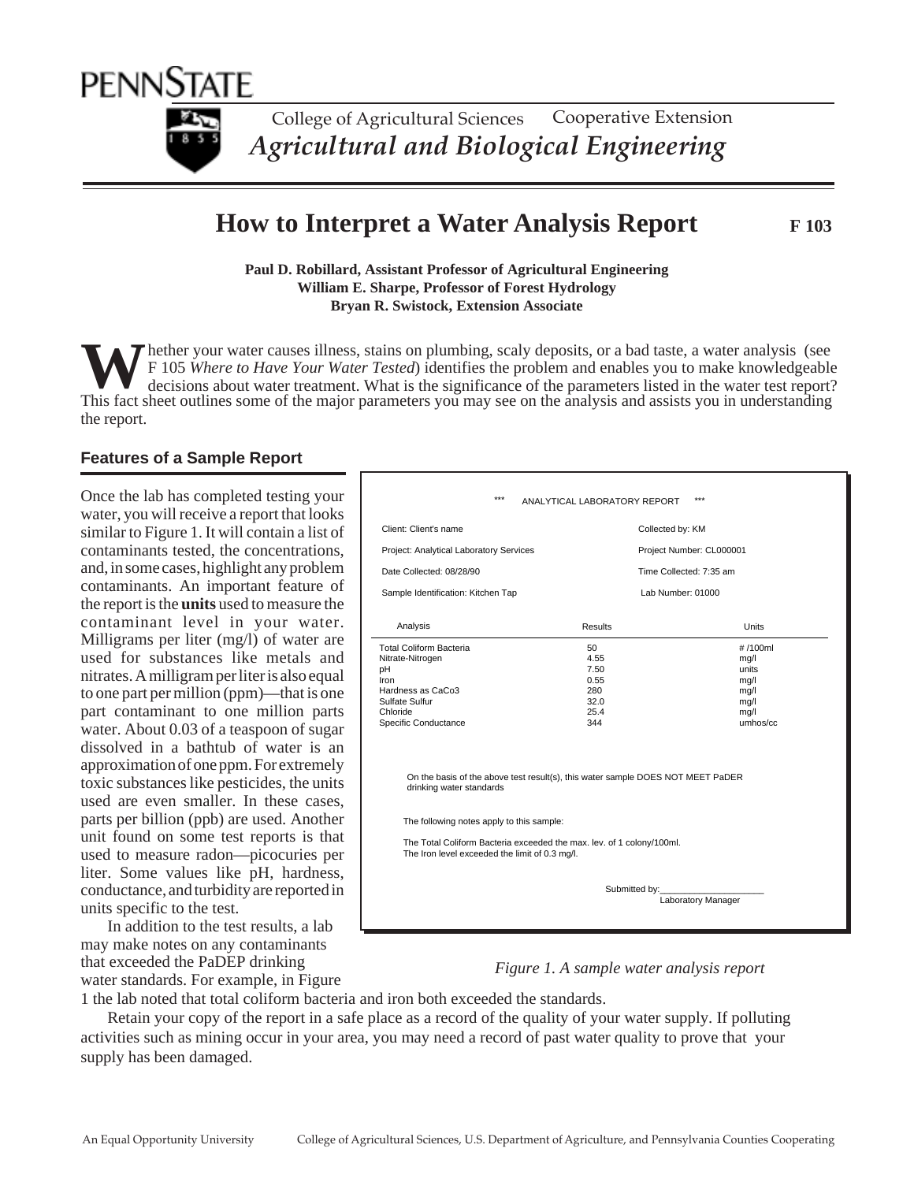PENNSTATE

College of Agricultural Sciences Cooperative Extension

*Agricultural and Biological Engineering*

# How to Interpret a Water Analysis Report

**F 103**

**Paul D. Robillard, Assistant Professor of Agricultural Engineering**
**William E. Sharpe, Professor of Forest Hydrology**
**Bryan R. Swistock, Extension Associate**

Whether your water causes illness, stains on plumbing, scaly deposits, or a bad taste, a water analysis (see F 105 *Where to Have Your Water Tested*) identifies the problem and enables you to make knowledgeable decisions about water treatment. What is the significance of the parameters listed in the water test report? This fact sheet outlines some of the major parameters you may see on the analysis and assists you in understanding the report.

## Features of a Sample Report

Once the lab has completed testing your water, you will receive a report that looks similar to Figure 1. It will contain a list of contaminants tested, the concentrations, and, in some cases, highlight any problem contaminants. An important feature of the report is the **units** used to measure the contaminant level in your water. Milligrams per liter (mg/l) of water are used for substances like metals and nitrates. A milligram per liter is also equal to one part per million (ppm)—that is one part contaminant to one million parts water. About 0.03 of a teaspoon of sugar dissolved in a bathtub of water is an approximation of one ppm. For extremely toxic substances like pesticides, the units used are even smaller. In these cases, parts per billion (ppb) are used. Another unit found on some test reports is that used to measure radon—picocuries per liter. Some values like pH, hardness, conductance, and turbidity are reported in units specific to the test.

In addition to the test results, a lab may make notes on any contaminants that exceeded the PaDEP drinking water standards. For example, in Figure 1 the lab noted that total coliform bacteria and iron both exceeded the standards.

\*\*\* ANALYTICAL LABORATORY REPORT \*\*\*

Client: Client's name | Collected by: KM
Project: Analytical Laboratory Services | Project Number: CL000001
Date Collected: 08/28/90 | Time Collected: 7:35 am
Sample Identification: Kitchen Tap | Lab Number: 01000

| Analysis | Results | Units |
| --- | --- | --- |
| Total Coliform Bacteria | 50 | # /100ml |
| Nitrate-Nitrogen | 4.55 | mg/l |
| pH | 7.50 | units |
| Iron | 0.55 | mg/l |
| Hardness as CaCo3 | 280 | mg/l |
| Sulfate Sulfur | 32.0 | mg/l |
| Chloride | 25.4 | mg/l |
| Specific Conductance | 344 | umhos/cc |

On the basis of the above test result(s), this water sample DOES NOT MEET PaDER drinking water standards

The following notes apply to this sample:

The Total Coliform Bacteria exceeded the max. lev. of 1 colony/100ml.
The Iron level exceeded the limit of 0.3 mg/l.

Submitted by:____________________
Laboratory Manager

*Figure 1. A sample water analysis report*

Retain your copy of the report in a safe place as a record of the quality of your water supply. If polluting activities such as mining occur in your area, you may need a record of past water quality to prove that your supply has been damaged.

An Equal Opportunity University    College of Agricultural Sciences, U.S. Department of Agriculture, and Pennsylvania Counties Cooperating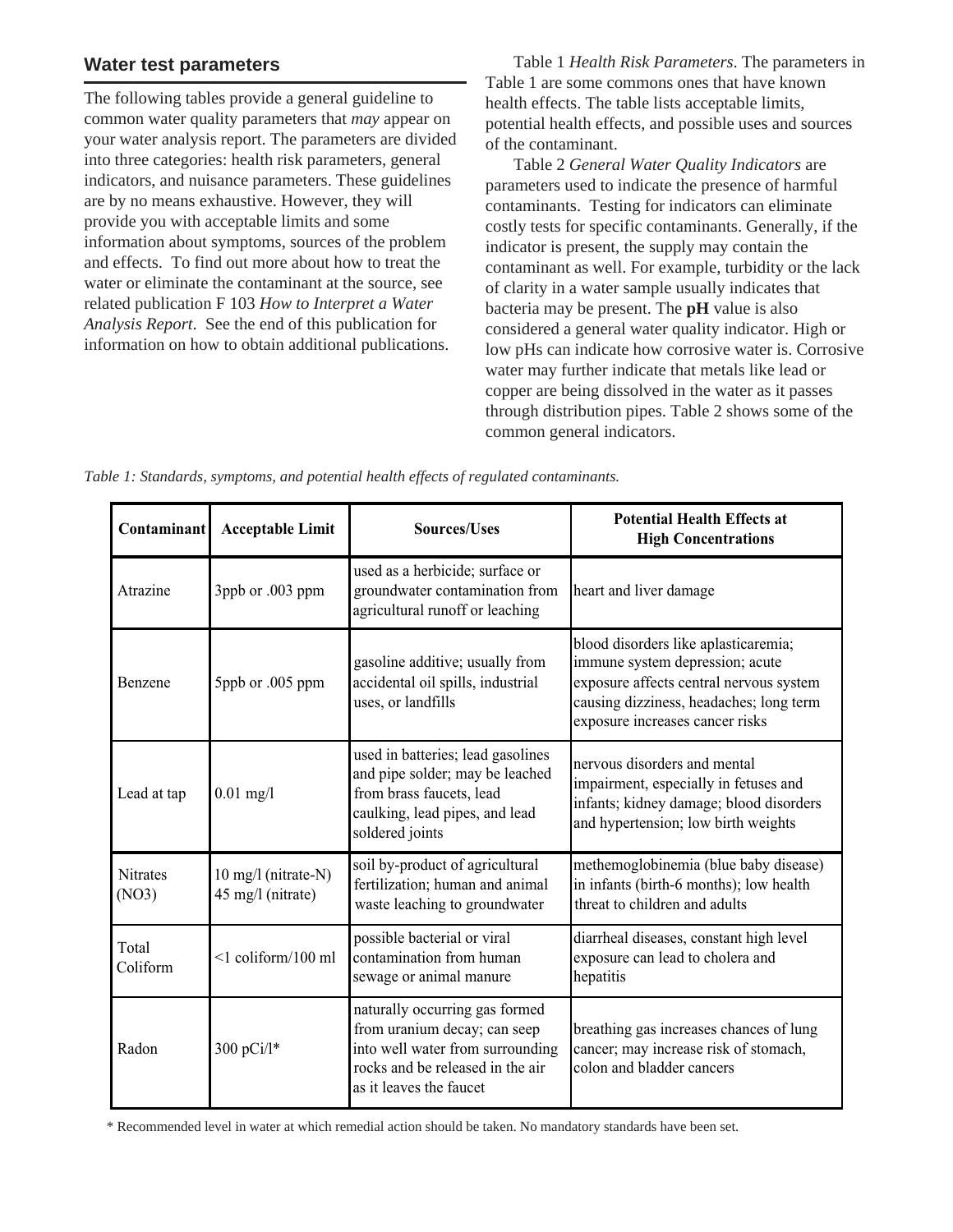## Water test parameters

The following tables provide a general guideline to common water quality parameters that *may* appear on your water analysis report. The parameters are divided into three categories: health risk parameters, general indicators, and nuisance parameters. These guidelines are by no means exhaustive. However, they will provide you with acceptable limits and some information about symptoms, sources of the problem and effects. To find out more about how to treat the water or eliminate the contaminant at the source, see related publication F 103 *How to Interpret a Water Analysis Report*. See the end of this publication for information on how to obtain additional publications.

Table 1 *Health Risk Parameters*. The parameters in Table 1 are some commons ones that have known health effects. The table lists acceptable limits, potential health effects, and possible uses and sources of the contaminant.

Table 2 *General Water Quality Indicators* are parameters used to indicate the presence of harmful contaminants. Testing for indicators can eliminate costly tests for specific contaminants. Generally, if the indicator is present, the supply may contain the contaminant as well. For example, turbidity or the lack of clarity in a water sample usually indicates that bacteria may be present. The **pH** value is also considered a general water quality indicator. High or low pHs can indicate how corrosive water is. Corrosive water may further indicate that metals like lead or copper are being dissolved in the water as it passes through distribution pipes. Table 2 shows some of the common general indicators.

*Table 1: Standards, symptoms, and potential health effects of regulated contaminants.*

| Contaminant | Acceptable Limit | Sources/Uses | Potential Health Effects at High Concentrations |
|---|---|---|---|
| Atrazine | 3ppb or .003 ppm | used as a herbicide; surface or groundwater contamination from agricultural runoff or leaching | heart and liver damage |
| Benzene | 5ppb or .005 ppm | gasoline additive; usually from accidental oil spills, industrial uses, or landfills | blood disorders like aplasticaremia; immune system depression; acute exposure affects central nervous system causing dizziness, headaches; long term exposure increases cancer risks |
| Lead at tap | 0.01 mg/l | used in batteries; lead gasolines and pipe solder; may be leached from brass faucets, lead caulking, lead pipes, and lead soldered joints | nervous disorders and mental impairment, especially in fetuses and infants; kidney damage; blood disorders and hypertension; low birth weights |
| Nitrates (NO3) | 10 mg/l (nitrate-N) 45 mg/l (nitrate) | soil by-product of agricultural fertilization; human and animal waste leaching to groundwater | methemoglobinemia (blue baby disease) in infants (birth-6 months); low health threat to children and adults |
| Total Coliform | <1 coliform/100 ml | possible bacterial or viral contamination from human sewage or animal manure | diarrheal diseases, constant high level exposure can lead to cholera and hepatitis |
| Radon | 300 pCi/l* | naturally occurring gas formed from uranium decay; can seep into well water from surrounding rocks and be released in the air as it leaves the faucet | breathing gas increases chances of lung cancer; may increase risk of stomach, colon and bladder cancers |

\* Recommended level in water at which remedial action should be taken. No mandatory standards have been set.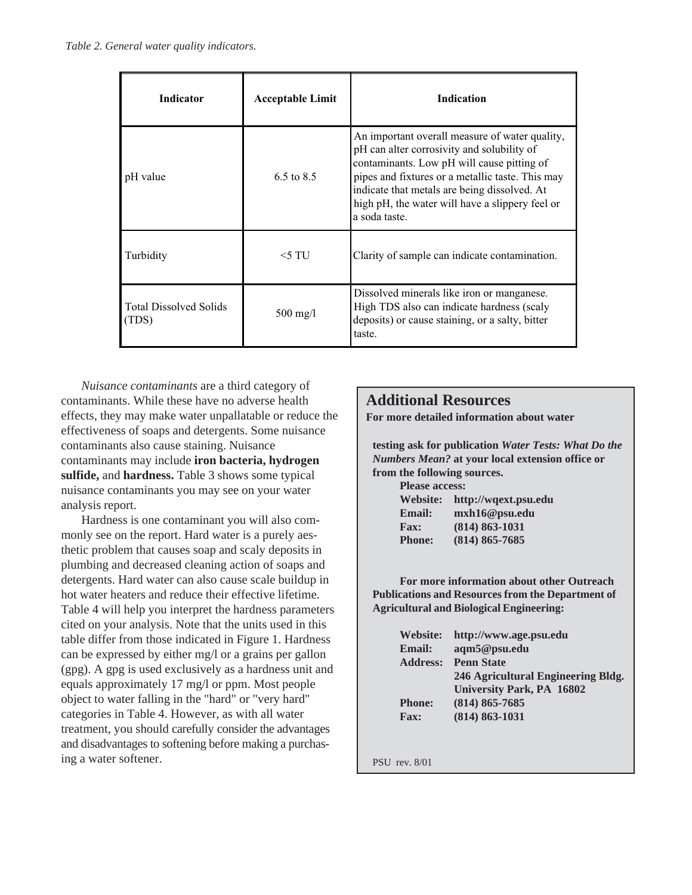*Table 2. General water quality indicators.*

| Indicator | Acceptable Limit | Indication |
| --- | --- | --- |
| pH value | 6.5 to 8.5 | An important overall measure of water quality, pH can alter corrosivity and solubility of contaminants. Low pH will cause pitting of pipes and fixtures or a metallic taste. This may indicate that metals are being dissolved. At high pH, the water will have a slippery feel or a soda taste. |
| Turbidity | <5 TU | Clarity of sample can indicate contamination. |
| Total Dissolved Solids (TDS) | 500 mg/l | Dissolved minerals like iron or manganese. High TDS also can indicate hardness (scaly deposits) or cause staining, or a salty, bitter taste. |

*Nuisance contaminants* are a third category of contaminants. While these have no adverse health effects, they may make water unpallatable or reduce the effectiveness of soaps and detergents. Some nuisance contaminants also cause staining. Nuisance contaminants may include **iron bacteria, hydrogen sulfide,** and **hardness.** Table 3 shows some typical nuisance contaminants you may see on your water analysis report.

Hardness is one contaminant you will also commonly see on the report. Hard water is a purely aesthetic problem that causes soap and scaly deposits in plumbing and decreased cleaning action of soaps and detergents. Hard water can also cause scale buildup in hot water heaters and reduce their effective lifetime. Table 4 will help you interpret the hardness parameters cited on your analysis. Note that the units used in this table differ from those indicated in Figure 1. Hardness can be expressed by either mg/l or a grains per gallon (gpg). A gpg is used exclusively as a hardness unit and equals approximately 17 mg/l or ppm. Most people object to water falling in the "hard" or "very hard" categories in Table 4. However, as with all water treatment, you should carefully consider the advantages and disadvantages to softening before making a purchasing a water softener.

## Additional Resources

**For more detailed information about water testing ask for publication *Water Tests: What Do the Numbers Mean?* at your local extension office or from the following sources.**

**Please access:**

**Website:** **http://wqext.psu.edu**
**Email:** **mxh16@psu.edu**
**Fax:** **(814) 863-1031**
**Phone:** **(814) 865-7685**

**For more information about other Outreach Publications and Resources from the Department of Agricultural and Biological Engineering:**

**Website:** **http://www.age.psu.edu**
**Email:** **aqm5@psu.edu**
**Address:** **Penn State**
**246 Agricultural Engineering Bldg.**
**University Park, PA 16802**
**Phone:** **(814) 865-7685**
**Fax:** **(814) 863-1031**

PSU rev. 8/01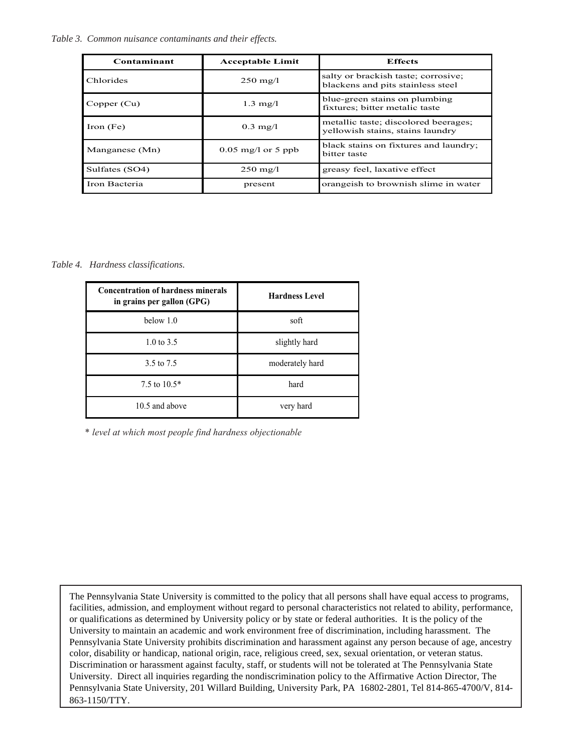*Table 3. Common nuisance contaminants and their effects.*

| Contaminant | Acceptable Limit | Effects |
|---|---|---|
| Chlorides | 250 mg/l | salty or brackish taste; corrosive; blackens and pits stainless steel |
| Copper (Cu) | 1.3 mg/l | blue-green stains on plumbing fixtures; bitter metalic taste |
| Iron (Fe) | 0.3 mg/l | metallic taste; discolored beerages; yellowish stains, stains laundry |
| Manganese (Mn) | 0.05 mg/l or 5 ppb | black stains on fixtures and laundry; bitter taste |
| Sulfates (SO4) | 250 mg/l | greasy feel, laxative effect |
| Iron Bacteria | present | orangeish to brownish slime in water |

*Table 4. Hardness classifications.*

| Concentration of hardness minerals in grains per gallon (GPG) | Hardness Level |
|---|---|
| below 1.0 | soft |
| 1.0 to 3.5 | slightly hard |
| 3.5 to 7.5 | moderately hard |
| 7.5 to 10.5* | hard |
| 10.5 and above | very hard |

*\* level at which most people find hardness objectionable*

The Pennsylvania State University is committed to the policy that all persons shall have equal access to programs, facilities, admission, and employment without regard to personal characteristics not related to ability, performance, or qualifications as determined by University policy or by state or federal authorities. It is the policy of the University to maintain an academic and work environment free of discrimination, including harassment. The Pennsylvania State University prohibits discrimination and harassment against any person because of age, ancestry color, disability or handicap, national origin, race, religious creed, sex, sexual orientation, or veteran status. Discrimination or harassment against faculty, staff, or students will not be tolerated at The Pennsylvania State University. Direct all inquiries regarding the nondiscrimination policy to the Affirmative Action Director, The Pennsylvania State University, 201 Willard Building, University Park, PA 16802-2801, Tel 814-865-4700/V, 814-863-1150/TTY.